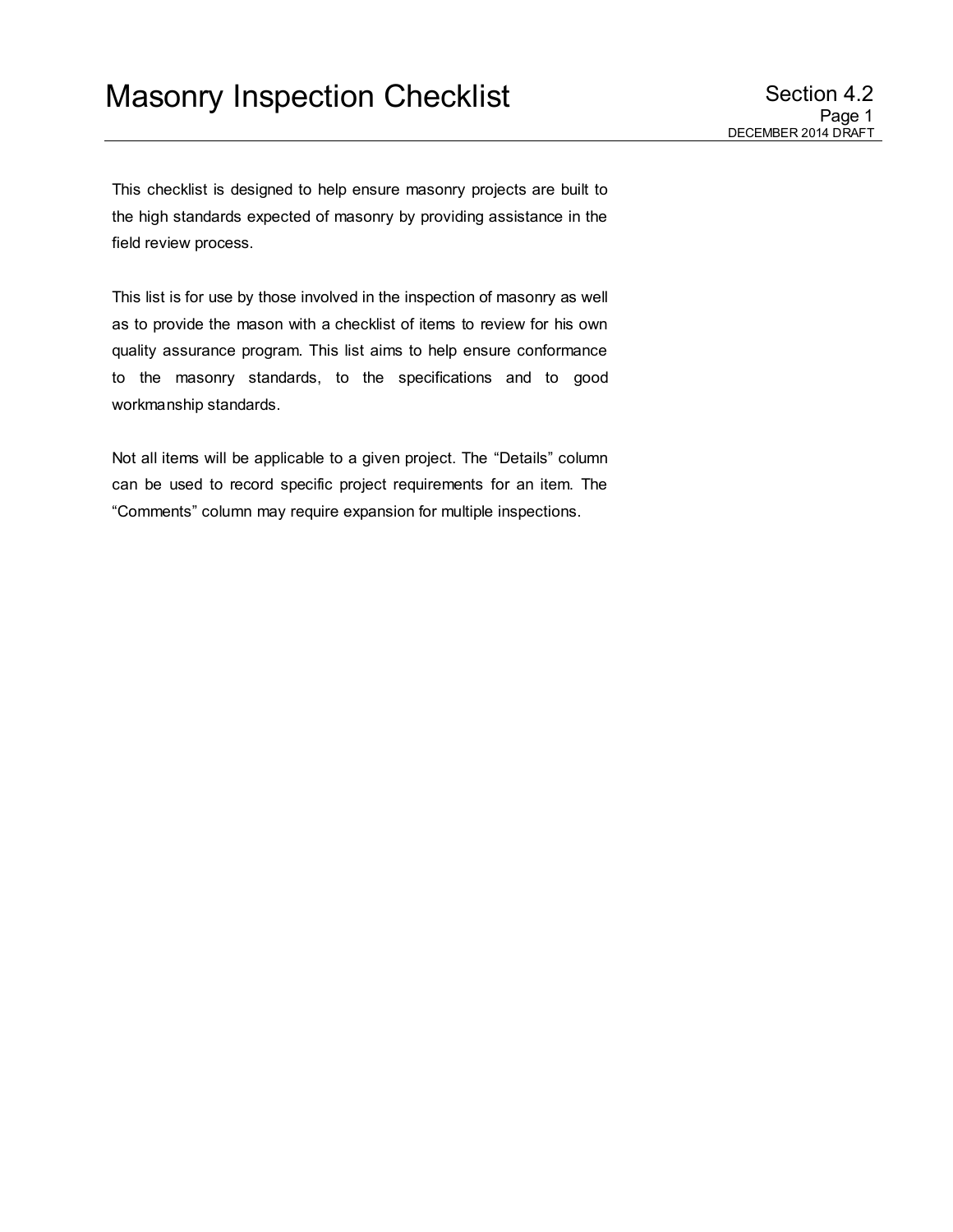# Masonry Inspection Checklist

This checklist is designed to help ensure masonry projects are built to the high standards expected of masonry by providing assistance in the field review process.

This list is for use by those involved in the inspection of masonry as well as to provide the mason with a checklist of items to review for his own quality assurance program. This list aims to help ensure conformance to the masonry standards, to the specifications and to good workmanship standards.

Not all items will be applicable to a given project. The “Details” column can be used to record specific project requirements for an item. The “Comments” column may require expansion for multiple inspections.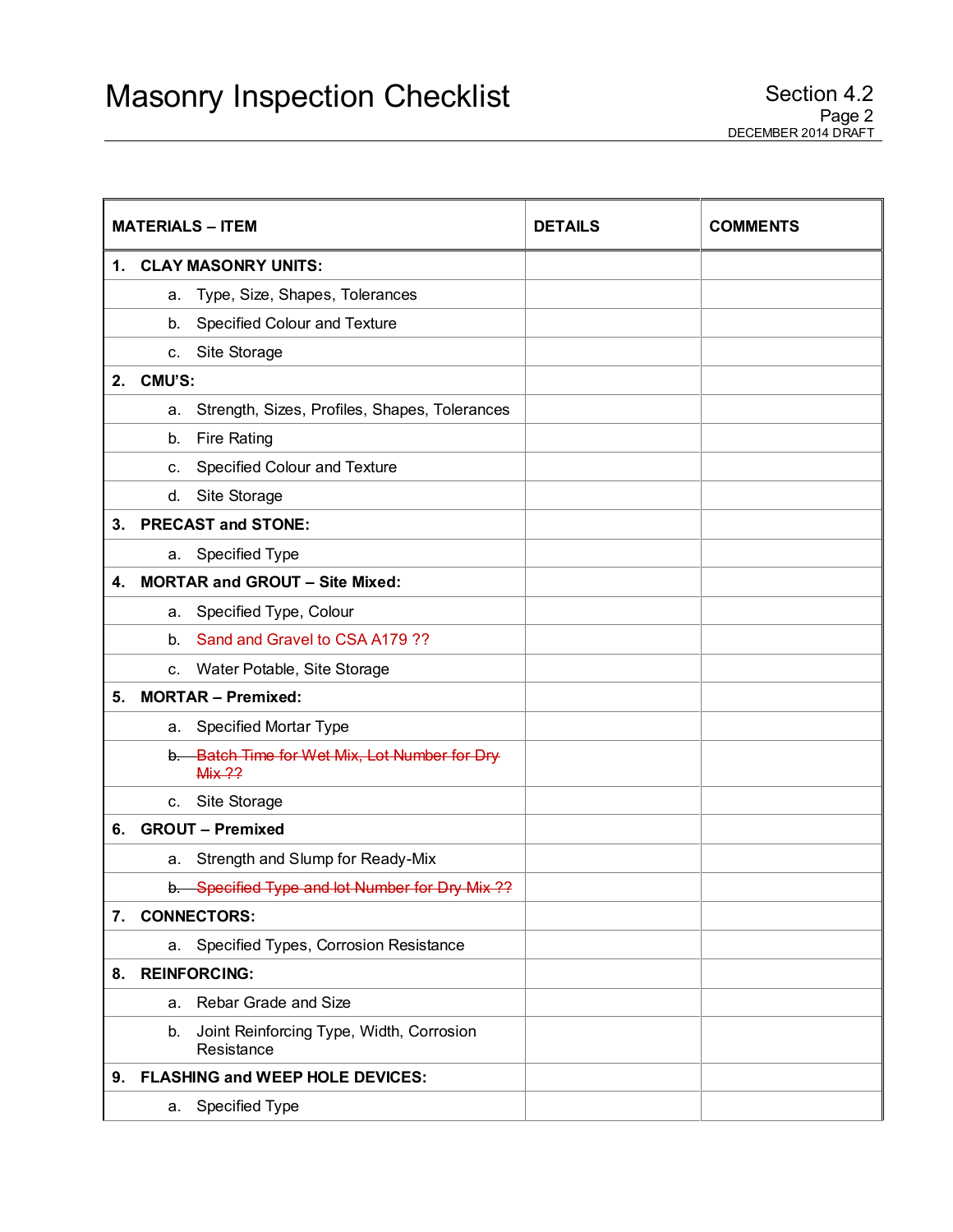# Masonry Inspection Checklist

| MATERIALS – ITEM | DETAILS | COMMENTS |
| --- | --- | --- |
| **1. CLAY MASONRY UNITS:** | | |
| a. Type, Size, Shapes, Tolerances | | |
| b. Specified Colour and Texture | | |
| c. Site Storage | | |
| **2. CMU'S:** | | |
| a. Strength, Sizes, Profiles, Shapes, Tolerances | | |
| b. Fire Rating | | |
| c. Specified Colour and Texture | | |
| d. Site Storage | | |
| **3. PRECAST and STONE:** | | |
| a. Specified Type | | |
| **4. MORTAR and GROUT – Site Mixed:** | | |
| a. Specified Type, Colour | | |
| b. Sand and Gravel to CSA A179 ?? | | |
| c. Water Potable, Site Storage | | |
| **5. MORTAR – Premixed:** | | |
| a. Specified Mortar Type | | |
| ~~b. Batch Time for Wet Mix, Lot Number for Dry Mix ??~~ | | |
| c. Site Storage | | |
| **6. GROUT – Premixed** | | |
| a. Strength and Slump for Ready-Mix | | |
| ~~b. Specified Type and lot Number for Dry Mix ??~~ | | |
| **7. CONNECTORS:** | | |
| a. Specified Types, Corrosion Resistance | | |
| **8. REINFORCING:** | | |
| a. Rebar Grade and Size | | |
| b. Joint Reinforcing Type, Width, Corrosion Resistance | | |
| **9. FLASHING and WEEP HOLE DEVICES:** | | |
| a. Specified Type | | |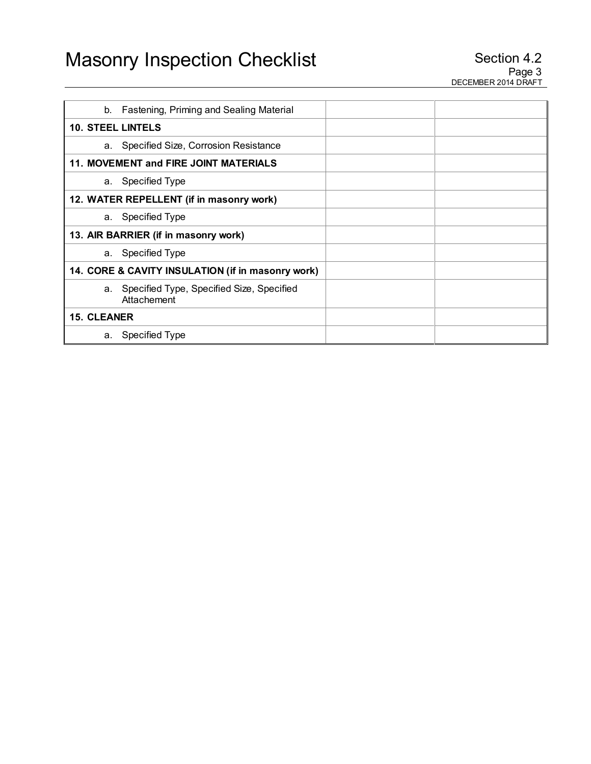| | | |
|---|---|---|
| b. Fastening, Priming and Sealing Material | | |
| **10. STEEL LINTELS** | | |
| a. Specified Size, Corrosion Resistance | | |
| **11. MOVEMENT and FIRE JOINT MATERIALS** | | |
| a. Specified Type | | |
| **12. WATER REPELLENT (if in masonry work)** | | |
| a. Specified Type | | |
| **13. AIR BARRIER (if in masonry work)** | | |
| a. Specified Type | | |
| **14. CORE & CAVITY INSULATION (if in masonry work)** | | |
| a. Specified Type, Specified Size, Specified Attachement | | |
| **15. CLEANER** | | |
| a. Specified Type | | |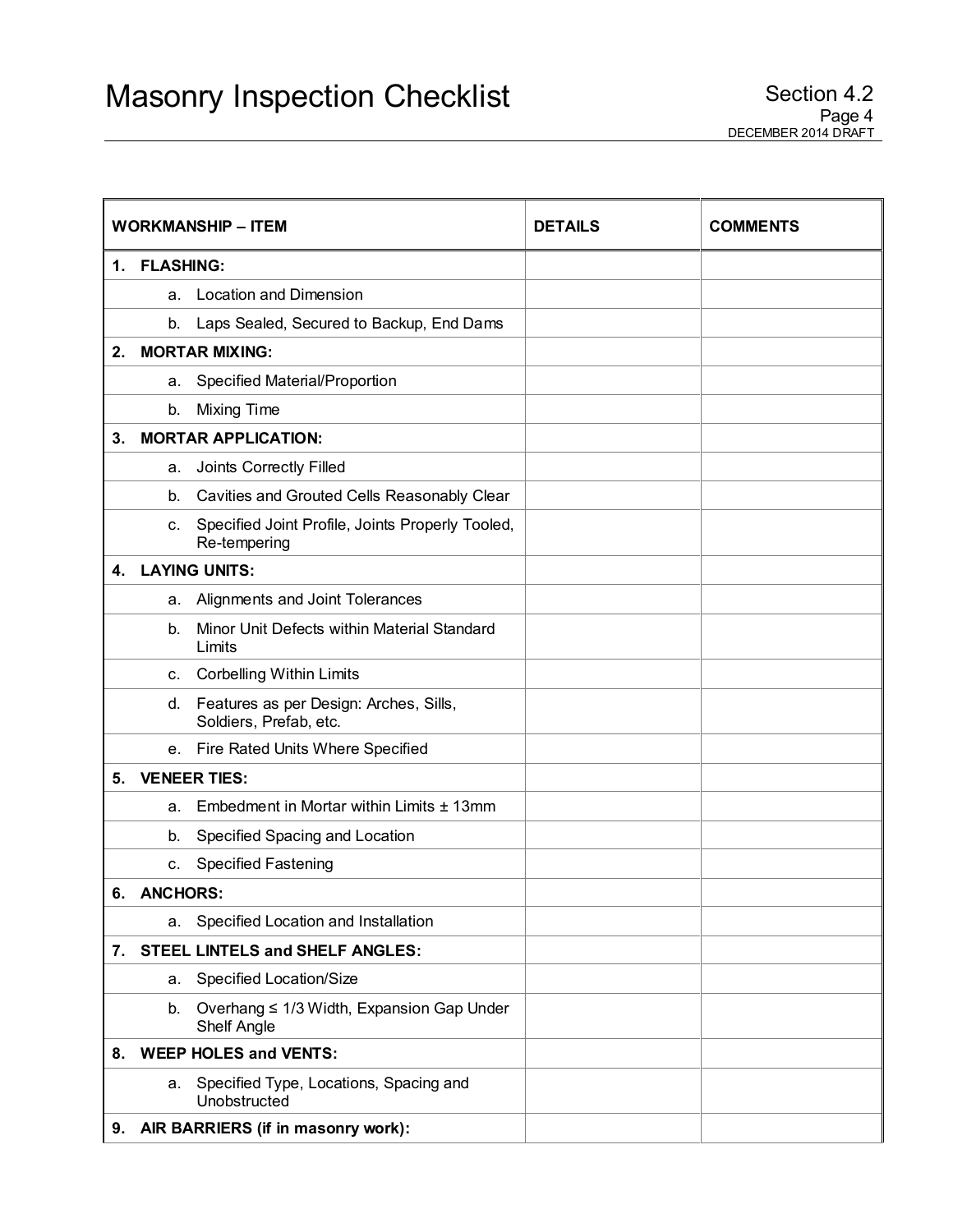# Masonry Inspection Checklist

| WORKMANSHIP – ITEM | DETAILS | COMMENTS |
|---|---|---|
| **1. FLASHING:** | | |
| a. Location and Dimension | | |
| b. Laps Sealed, Secured to Backup, End Dams | | |
| **2. MORTAR MIXING:** | | |
| a. Specified Material/Proportion | | |
| b. Mixing Time | | |
| **3. MORTAR APPLICATION:** | | |
| a. Joints Correctly Filled | | |
| b. Cavities and Grouted Cells Reasonably Clear | | |
| c. Specified Joint Profile, Joints Properly Tooled, Re-tempering | | |
| **4. LAYING UNITS:** | | |
| a. Alignments and Joint Tolerances | | |
| b. Minor Unit Defects within Material Standard Limits | | |
| c. Corbelling Within Limits | | |
| d. Features as per Design: Arches, Sills, Soldiers, Prefab, etc. | | |
| e. Fire Rated Units Where Specified | | |
| **5. VENEER TIES:** | | |
| a. Embedment in Mortar within Limits ± 13mm | | |
| b. Specified Spacing and Location | | |
| c. Specified Fastening | | |
| **6. ANCHORS:** | | |
| a. Specified Location and Installation | | |
| **7. STEEL LINTELS and SHELF ANGLES:** | | |
| a. Specified Location/Size | | |
| b. Overhang ≤ 1/3 Width, Expansion Gap Under Shelf Angle | | |
| **8. WEEP HOLES and VENTS:** | | |
| a. Specified Type, Locations, Spacing and Unobstructed | | |
| **9. AIR BARRIERS (if in masonry work):** | | |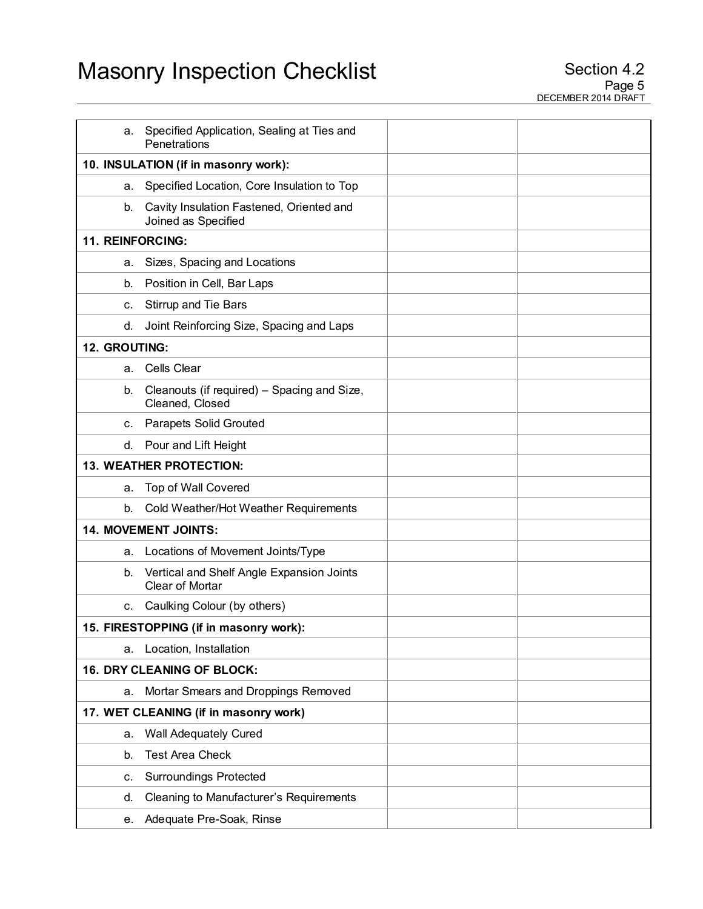| | | |
|---|---|---|
| a. Specified Application, Sealing at Ties and Penetrations | | |
| **10. INSULATION (if in masonry work):** | | |
| a. Specified Location, Core Insulation to Top | | |
| b. Cavity Insulation Fastened, Oriented and Joined as Specified | | |
| **11. REINFORCING:** | | |
| a. Sizes, Spacing and Locations | | |
| b. Position in Cell, Bar Laps | | |
| c. Stirrup and Tie Bars | | |
| d. Joint Reinforcing Size, Spacing and Laps | | |
| **12. GROUTING:** | | |
| a. Cells Clear | | |
| b. Cleanouts (if required) – Spacing and Size, Cleaned, Closed | | |
| c. Parapets Solid Grouted | | |
| d. Pour and Lift Height | | |
| **13. WEATHER PROTECTION:** | | |
| a. Top of Wall Covered | | |
| b. Cold Weather/Hot Weather Requirements | | |
| **14. MOVEMENT JOINTS:** | | |
| a. Locations of Movement Joints/Type | | |
| b. Vertical and Shelf Angle Expansion Joints Clear of Mortar | | |
| c. Caulking Colour (by others) | | |
| **15. FIRESTOPPING (if in masonry work):** | | |
| a. Location, Installation | | |
| **16. DRY CLEANING OF BLOCK:** | | |
| a. Mortar Smears and Droppings Removed | | |
| **17. WET CLEANING (if in masonry work)** | | |
| a. Wall Adequately Cured | | |
| b. Test Area Check | | |
| c. Surroundings Protected | | |
| d. Cleaning to Manufacturer's Requirements | | |
| e. Adequate Pre-Soak, Rinse | | |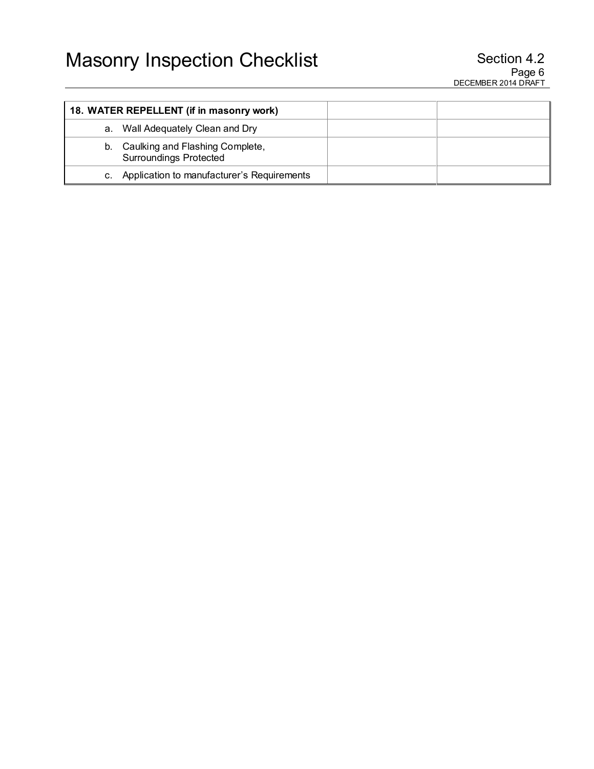| 18. **WATER REPELLENT (if in masonry work)** | | |
| --- | --- | --- |
| a. Wall Adequately Clean and Dry | | |
| b. Caulking and Flashing Complete, Surroundings Protected | | |
| c. Application to manufacturer's Requirements | | |